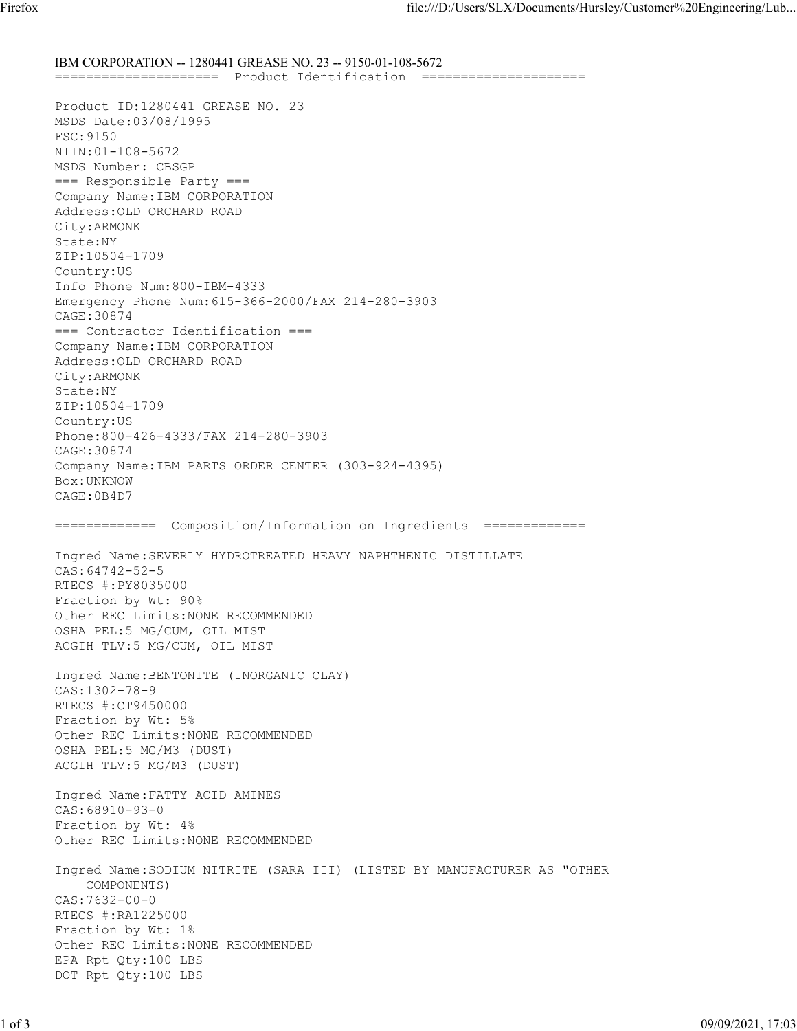# IBM CORPORATION -- 1280441 GREASE NO. 23 -- 9150-01-108-5672

## ==================== Product Identification ====================

Product ID:1280441 GREASE NO. 23
MSDS Date:03/08/1995
FSC:9150
NIIN:01-108-5672
MSDS Number: CBSGP

### === Responsible Party ===

Company Name:IBM CORPORATION
Address:OLD ORCHARD ROAD
City:ARMONK
State:NY
ZIP:10504-1709
Country:US
Info Phone Num:800-IBM-4333
Emergency Phone Num:615-366-2000/FAX 214-280-3903
CAGE:30874

### === Contractor Identification ===

Company Name:IBM CORPORATION
Address:OLD ORCHARD ROAD
City:ARMONK
State:NY
ZIP:10504-1709
Country:US
Phone:800-426-4333/FAX 214-280-3903
CAGE:30874
Company Name:IBM PARTS ORDER CENTER (303-924-4395)
Box:UNKNOW
CAGE:0B4D7

## ============= Composition/Information on Ingredients =============

Ingred Name:SEVERLY HYDROTREATED HEAVY NAPHTHENIC DISTILLATE
CAS:64742-52-5
RTECS #:PY8035000
Fraction by Wt: 90%
Other REC Limits:NONE RECOMMENDED
OSHA PEL:5 MG/CUM, OIL MIST
ACGIH TLV:5 MG/CUM, OIL MIST

Ingred Name:BENTONITE (INORGANIC CLAY)
CAS:1302-78-9
RTECS #:CT9450000
Fraction by Wt: 5%
Other REC Limits:NONE RECOMMENDED
OSHA PEL:5 MG/M3 (DUST)
ACGIH TLV:5 MG/M3 (DUST)

Ingred Name:FATTY ACID AMINES
CAS:68910-93-0
Fraction by Wt: 4%
Other REC Limits:NONE RECOMMENDED

Ingred Name:SODIUM NITRITE (SARA III) (LISTED BY MANUFACTURER AS "OTHER COMPONENTS)
CAS:7632-00-0
RTECS #:RA1225000
Fraction by Wt: 1%
Other REC Limits:NONE RECOMMENDED
EPA Rpt Qty:100 LBS
DOT Rpt Qty:100 LBS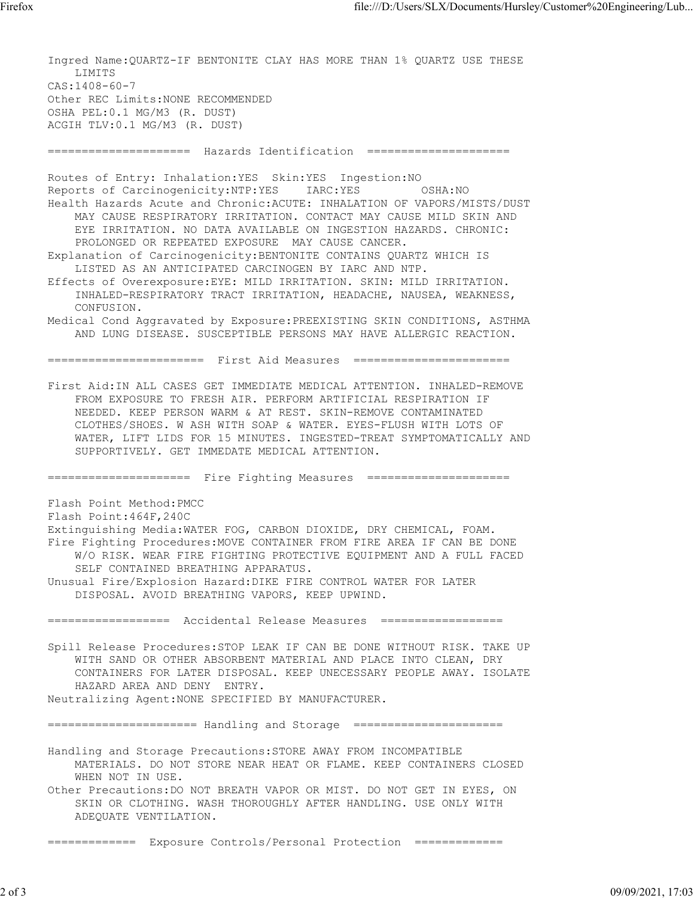Ingred Name:QUARTZ-IF BENTONITE CLAY HAS MORE THAN 1% QUARTZ USE THESE LIMITS
CAS:1408-60-7
Other REC Limits:NONE RECOMMENDED
OSHA PEL:0.1 MG/M3 (R. DUST)
ACGIH TLV:0.1 MG/M3 (R. DUST)

## Hazards Identification

Routes of Entry: Inhalation:YES Skin:YES Ingestion:NO
Reports of Carcinogenicity:NTP:YES IARC:YES OSHA:NO
Health Hazards Acute and Chronic:ACUTE: INHALATION OF VAPORS/MISTS/DUST MAY CAUSE RESPIRATORY IRRITATION. CONTACT MAY CAUSE MILD SKIN AND EYE IRRITATION. NO DATA AVAILABLE ON INGESTION HAZARDS. CHRONIC: PROLONGED OR REPEATED EXPOSURE MAY CAUSE CANCER.
Explanation of Carcinogenicity:BENTONITE CONTAINS QUARTZ WHICH IS LISTED AS AN ANTICIPATED CARCINOGEN BY IARC AND NTP.
Effects of Overexposure:EYE: MILD IRRITATION. SKIN: MILD IRRITATION. INHALED-RESPIRATORY TRACT IRRITATION, HEADACHE, NAUSEA, WEAKNESS, CONFUSION.
Medical Cond Aggravated by Exposure:PREEXISTING SKIN CONDITIONS, ASTHMA AND LUNG DISEASE. SUSCEPTIBLE PERSONS MAY HAVE ALLERGIC REACTION.

## First Aid Measures

First Aid:IN ALL CASES GET IMMEDIATE MEDICAL ATTENTION. INHALED-REMOVE FROM EXPOSURE TO FRESH AIR. PERFORM ARTIFICIAL RESPIRATION IF NEEDED. KEEP PERSON WARM & AT REST. SKIN-REMOVE CONTAMINATED CLOTHES/SHOES. W ASH WITH SOAP & WATER. EYES-FLUSH WITH LOTS OF WATER, LIFT LIDS FOR 15 MINUTES. INGESTED-TREAT SYMPTOMATICALLY AND SUPPORTIVELY. GET IMMEDATE MEDICAL ATTENTION.

## Fire Fighting Measures

Flash Point Method:PMCC
Flash Point:464F,240C
Extinguishing Media:WATER FOG, CARBON DIOXIDE, DRY CHEMICAL, FOAM.
Fire Fighting Procedures:MOVE CONTAINER FROM FIRE AREA IF CAN BE DONE W/O RISK. WEAR FIRE FIGHTING PROTECTIVE EQUIPMENT AND A FULL FACED SELF CONTAINED BREATHING APPARATUS.
Unusual Fire/Explosion Hazard:DIKE FIRE CONTROL WATER FOR LATER DISPOSAL. AVOID BREATHING VAPORS, KEEP UPWIND.

## Accidental Release Measures

Spill Release Procedures:STOP LEAK IF CAN BE DONE WITHOUT RISK. TAKE UP WITH SAND OR OTHER ABSORBENT MATERIAL AND PLACE INTO CLEAN, DRY CONTAINERS FOR LATER DISPOSAL. KEEP UNECESSARY PEOPLE AWAY. ISOLATE HAZARD AREA AND DENY ENTRY.
Neutralizing Agent:NONE SPECIFIED BY MANUFACTURER.

## Handling and Storage

Handling and Storage Precautions:STORE AWAY FROM INCOMPATIBLE MATERIALS. DO NOT STORE NEAR HEAT OR FLAME. KEEP CONTAINERS CLOSED WHEN NOT IN USE.
Other Precautions:DO NOT BREATH VAPOR OR MIST. DO NOT GET IN EYES, ON SKIN OR CLOTHING. WASH THOROUGHLY AFTER HANDLING. USE ONLY WITH ADEQUATE VENTILATION.

## Exposure Controls/Personal Protection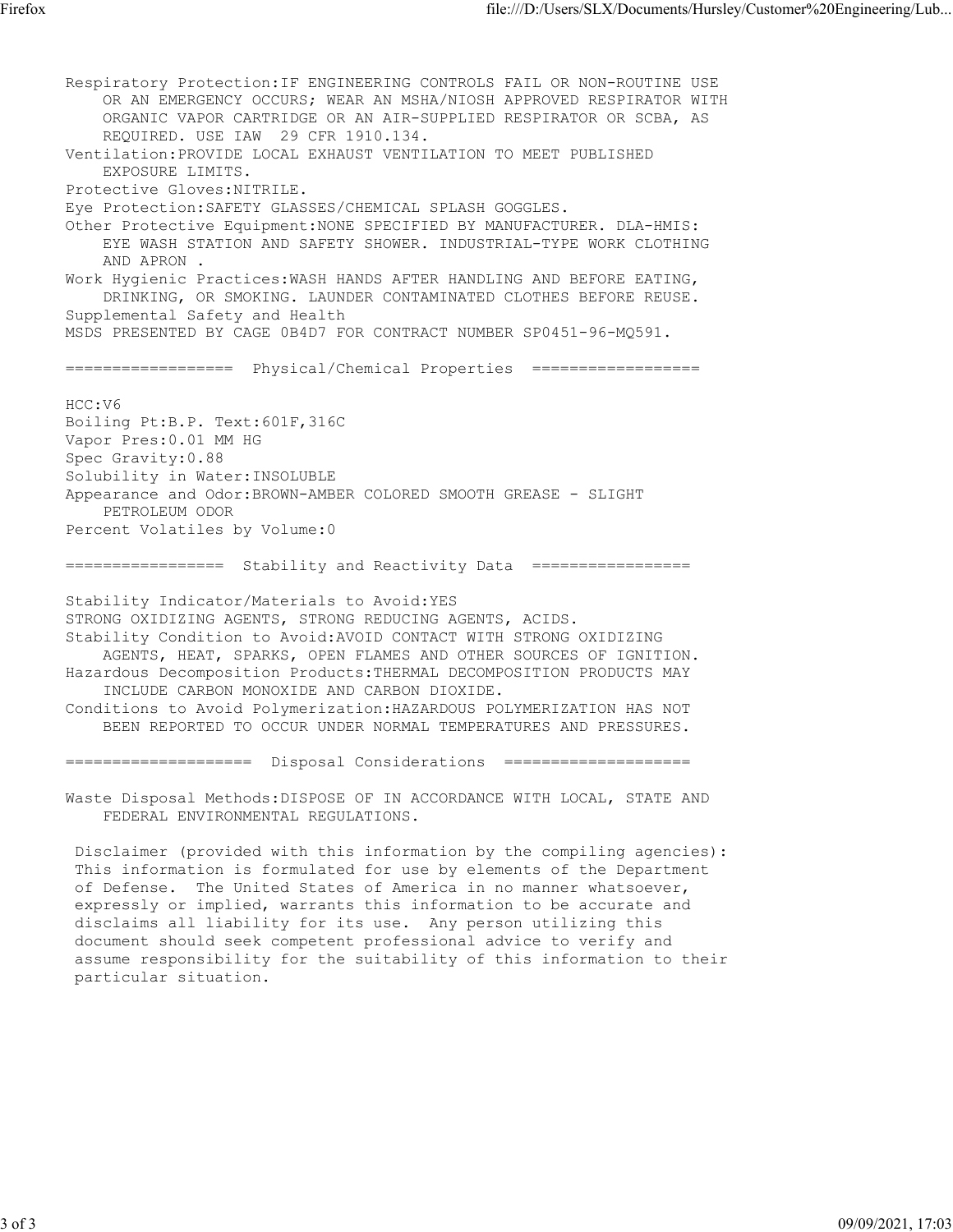Respiratory Protection:IF ENGINEERING CONTROLS FAIL OR NON-ROUTINE USE OR AN EMERGENCY OCCURS; WEAR AN MSHA/NIOSH APPROVED RESPIRATOR WITH ORGANIC VAPOR CARTRIDGE OR AN AIR-SUPPLIED RESPIRATOR OR SCBA, AS REQUIRED. USE IAW 29 CFR 1910.134.
Ventilation:PROVIDE LOCAL EXHAUST VENTILATION TO MEET PUBLISHED EXPOSURE LIMITS.
Protective Gloves:NITRILE.
Eye Protection:SAFETY GLASSES/CHEMICAL SPLASH GOGGLES.
Other Protective Equipment:NONE SPECIFIED BY MANUFACTURER. DLA-HMIS: EYE WASH STATION AND SAFETY SHOWER. INDUSTRIAL-TYPE WORK CLOTHING AND APRON .
Work Hygienic Practices:WASH HANDS AFTER HANDLING AND BEFORE EATING, DRINKING, OR SMOKING. LAUNDER CONTAMINATED CLOTHES BEFORE REUSE.
Supplemental Safety and Health
MSDS PRESENTED BY CAGE 0B4D7 FOR CONTRACT NUMBER SP0451-96-MQ591.

## ================== Physical/Chemical Properties ==================

HCC:V6
Boiling Pt:B.P. Text:601F,316C
Vapor Pres:0.01 MM HG
Spec Gravity:0.88
Solubility in Water:INSOLUBLE
Appearance and Odor:BROWN-AMBER COLORED SMOOTH GREASE - SLIGHT PETROLEUM ODOR
Percent Volatiles by Volume:0

## ================= Stability and Reactivity Data =================

Stability Indicator/Materials to Avoid:YES
STRONG OXIDIZING AGENTS, STRONG REDUCING AGENTS, ACIDS.
Stability Condition to Avoid:AVOID CONTACT WITH STRONG OXIDIZING AGENTS, HEAT, SPARKS, OPEN FLAMES AND OTHER SOURCES OF IGNITION.
Hazardous Decomposition Products:THERMAL DECOMPOSITION PRODUCTS MAY INCLUDE CARBON MONOXIDE AND CARBON DIOXIDE.
Conditions to Avoid Polymerization:HAZARDOUS POLYMERIZATION HAS NOT BEEN REPORTED TO OCCUR UNDER NORMAL TEMPERATURES AND PRESSURES.

## ==================== Disposal Considerations ====================

Waste Disposal Methods:DISPOSE OF IN ACCORDANCE WITH LOCAL, STATE AND FEDERAL ENVIRONMENTAL REGULATIONS.

Disclaimer (provided with this information by the compiling agencies): This information is formulated for use by elements of the Department of Defense. The United States of America in no manner whatsoever, expressly or implied, warrants this information to be accurate and disclaims all liability for its use. Any person utilizing this document should seek competent professional advice to verify and assume responsibility for the suitability of this information to their particular situation.